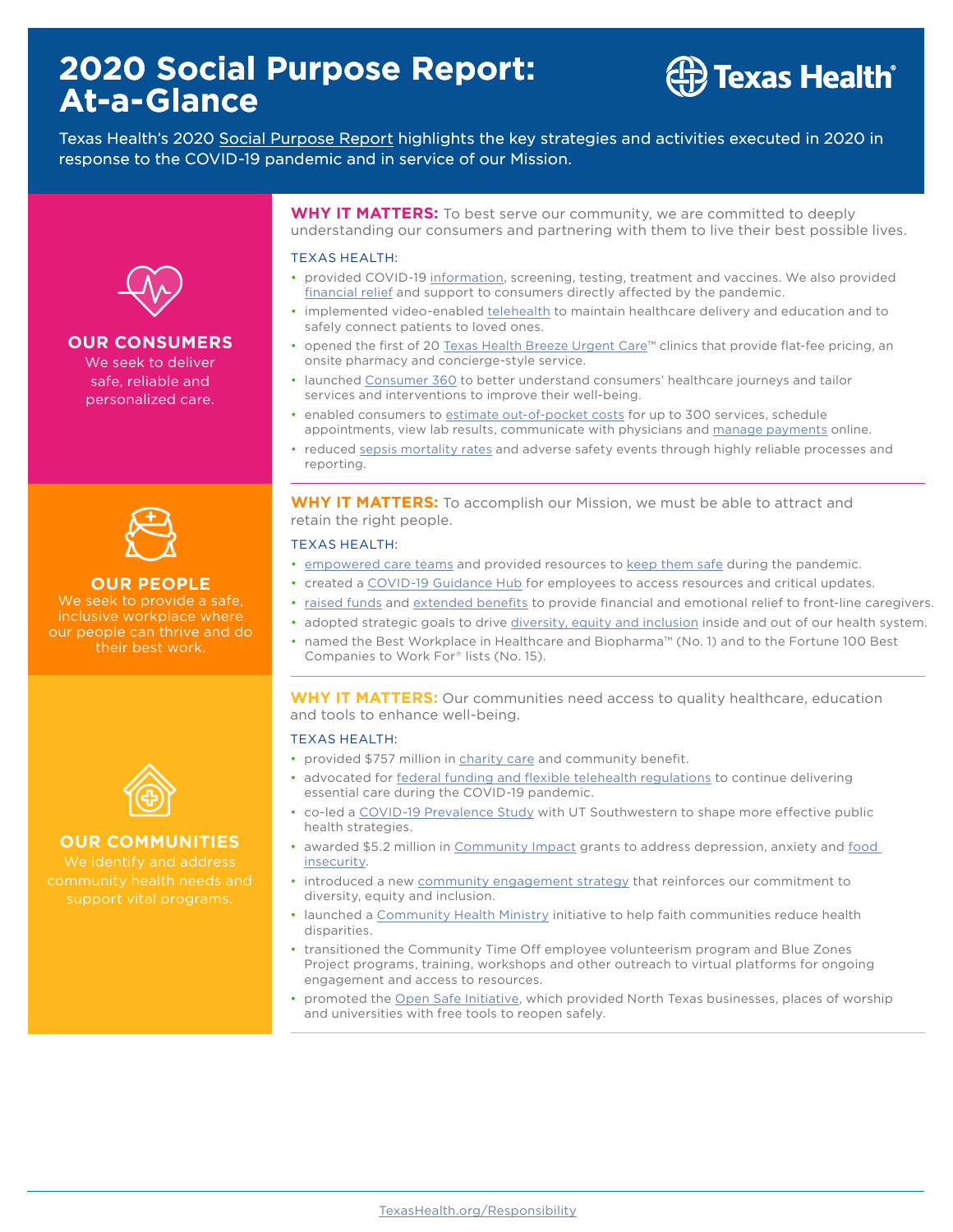# 2020 Social Purpose Report: At-a-Glance

Texas Health

Texas Health's 2020 Social Purpose Report highlights the key strategies and activities executed in 2020 in response to the COVID-19 pandemic and in service of our Mission.

## OUR CONSUMERS

We seek to deliver safe, reliable and personalized care.

**WHY IT MATTERS:** To best serve our community, we are committed to deeply understanding our consumers and partnering with them to live their best possible lives.

TEXAS HEALTH:

- provided COVID-19 information, screening, testing, treatment and vaccines. We also provided financial relief and support to consumers directly affected by the pandemic.
- implemented video-enabled telehealth to maintain healthcare delivery and education and to safely connect patients to loved ones.
- opened the first of 20 Texas Health Breeze Urgent Care™ clinics that provide flat-fee pricing, an onsite pharmacy and concierge-style service.
- launched Consumer 360 to better understand consumers' healthcare journeys and tailor services and interventions to improve their well-being.
- enabled consumers to estimate out-of-pocket costs for up to 300 services, schedule appointments, view lab results, communicate with physicians and manage payments online.
- reduced sepsis mortality rates and adverse safety events through highly reliable processes and reporting.

## OUR PEOPLE

We seek to provide a safe, inclusive workplace where our people can thrive and do their best work.

**WHY IT MATTERS:** To accomplish our Mission, we must be able to attract and retain the right people.

TEXAS HEALTH:

- empowered care teams and provided resources to keep them safe during the pandemic.
- created a COVID-19 Guidance Hub for employees to access resources and critical updates.
- raised funds and extended benefits to provide financial and emotional relief to front-line caregivers.
- adopted strategic goals to drive diversity, equity and inclusion inside and out of our health system.
- named the Best Workplace in Healthcare and Biopharma™ (No. 1) and to the Fortune 100 Best Companies to Work For® lists (No. 15).

## OUR COMMUNITIES

We identify and address community health needs and support vital programs.

**WHY IT MATTERS:** Our communities need access to quality healthcare, education and tools to enhance well-being.

TEXAS HEALTH:

- provided $757 million in charity care and community benefit.
- advocated for federal funding and flexible telehealth regulations to continue delivering essential care during the COVID-19 pandemic.
- co-led a COVID-19 Prevalence Study with UT Southwestern to shape more effective public health strategies.
- awarded $5.2 million in Community Impact grants to address depression, anxiety and food insecurity.
- introduced a new community engagement strategy that reinforces our commitment to diversity, equity and inclusion.
- launched a Community Health Ministry initiative to help faith communities reduce health disparities.
- transitioned the Community Time Off employee volunteerism program and Blue Zones Project programs, training, workshops and other outreach to virtual platforms for ongoing engagement and access to resources.
- promoted the Open Safe Initiative, which provided North Texas businesses, places of worship and universities with free tools to reopen safely.

TexasHealth.org/Responsibility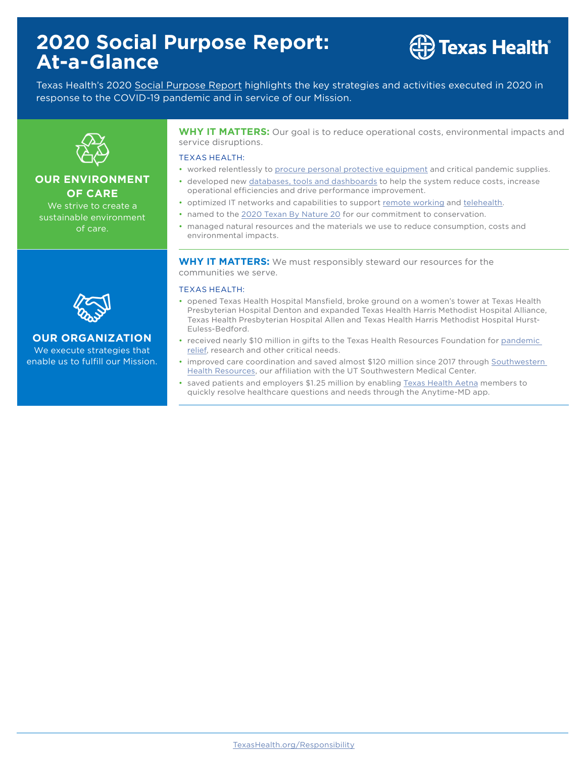# 2020 Social Purpose Report: At-a-Glance

Texas Health

Texas Health's 2020 Social Purpose Report highlights the key strategies and activities executed in 2020 in response to the COVID-19 pandemic and in service of our Mission.

## OUR ENVIRONMENT OF CARE

We strive to create a sustainable environment of care.

**WHY IT MATTERS:** Our goal is to reduce operational costs, environmental impacts and service disruptions.

TEXAS HEALTH:

- worked relentlessly to procure personal protective equipment and critical pandemic supplies.
- developed new databases, tools and dashboards to help the system reduce costs, increase operational efficiencies and drive performance improvement.
- optimized IT networks and capabilities to support remote working and telehealth.
- named to the 2020 Texan By Nature 20 for our commitment to conservation.
- managed natural resources and the materials we use to reduce consumption, costs and environmental impacts.

## OUR ORGANIZATION

We execute strategies that enable us to fulfill our Mission.

**WHY IT MATTERS:** We must responsibly steward our resources for the communities we serve.

TEXAS HEALTH:

- opened Texas Health Hospital Mansfield, broke ground on a women's tower at Texas Health Presbyterian Hospital Denton and expanded Texas Health Harris Methodist Hospital Alliance, Texas Health Presbyterian Hospital Allen and Texas Health Harris Methodist Hospital Hurst-Euless-Bedford.
- received nearly $10 million in gifts to the Texas Health Resources Foundation for pandemic relief, research and other critical needs.
- improved care coordination and saved almost $120 million since 2017 through Southwestern Health Resources, our affiliation with the UT Southwestern Medical Center.
- saved patients and employers $1.25 million by enabling Texas Health Aetna members to quickly resolve healthcare questions and needs through the Anytime-MD app.

TexasHealth.org/Responsibility